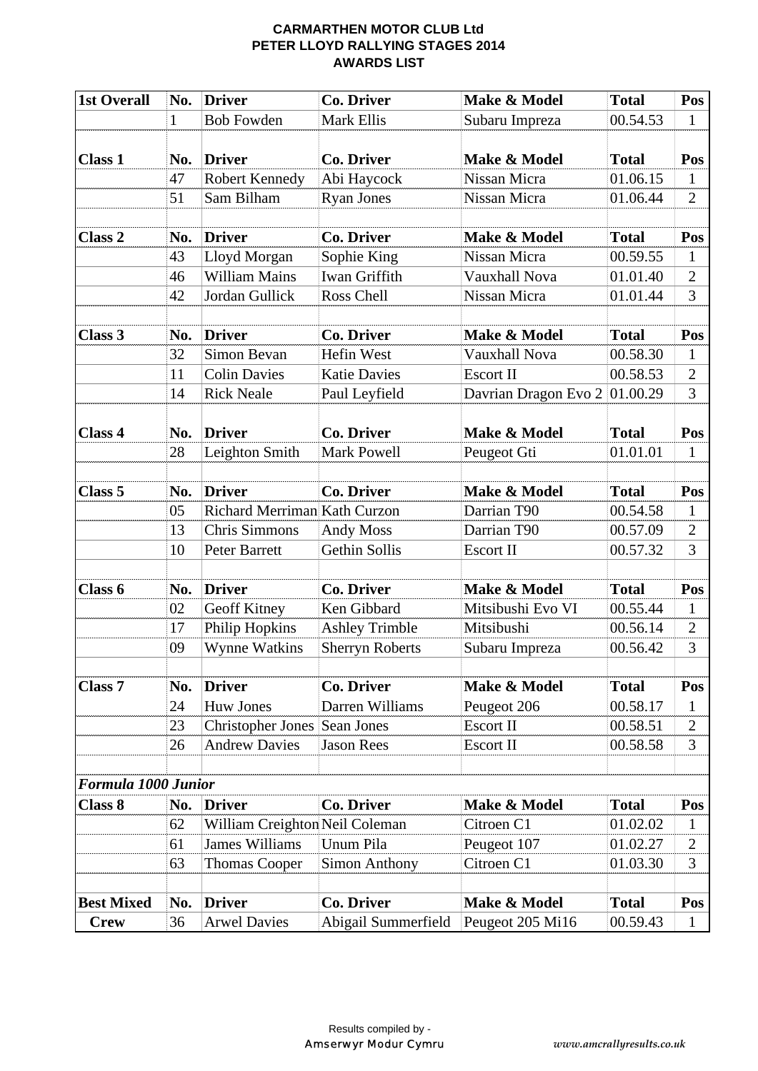**CARMARTHEN MOTOR CLUB Ltd**
**PETER LLOYD RALLYING STAGES 2014**
**AWARDS LIST**

| **1st Overall** | **No.** | **Driver** | **Co. Driver** | **Make & Model** | **Total** | **Pos** |
|---|---|---|---|---|---|---|
| | 1 | Bob Fowden | Mark Ellis | Subaru Impreza | 00.54.53 | 1 |
| | | | | | | |
| **Class 1** | **No.** | **Driver** | **Co. Driver** | **Make & Model** | **Total** | **Pos** |
| | 47 | Robert Kennedy | Abi Haycock | Nissan Micra | 01.06.15 | 1 |
| | 51 | Sam Bilham | Ryan Jones | Nissan Micra | 01.06.44 | 2 |
| | | | | | | |
| **Class 2** | **No.** | **Driver** | **Co. Driver** | **Make & Model** | **Total** | **Pos** |
| | 43 | Lloyd Morgan | Sophie King | Nissan Micra | 00.59.55 | 1 |
| | 46 | William Mains | Iwan Griffith | Vauxhall Nova | 01.01.40 | 2 |
| | 42 | Jordan Gullick | Ross Chell | Nissan Micra | 01.01.44 | 3 |
| | | | | | | |
| **Class 3** | **No.** | **Driver** | **Co. Driver** | **Make & Model** | **Total** | **Pos** |
| | 32 | Simon Bevan | Hefin West | Vauxhall Nova | 00.58.30 | 1 |
| | 11 | Colin Davies | Katie Davies | Escort II | 00.58.53 | 2 |
| | 14 | Rick Neale | Paul Leyfield | Davrian Dragon Evo 2 | 01.00.29 | 3 |
| | | | | | | |
| **Class 4** | **No.** | **Driver** | **Co. Driver** | **Make & Model** | **Total** | **Pos** |
| | 28 | Leighton Smith | Mark Powell | Peugeot Gti | 01.01.01 | 1 |
| | | | | | | |
| **Class 5** | **No.** | **Driver** | **Co. Driver** | **Make & Model** | **Total** | **Pos** |
| | 05 | Richard Merriman | Kath Curzon | Darrian T90 | 00.54.58 | 1 |
| | 13 | Chris Simmons | Andy Moss | Darrian T90 | 00.57.09 | 2 |
| | 10 | Peter Barrett | Gethin Sollis | Escort II | 00.57.32 | 3 |
| | | | | | | |
| **Class 6** | **No.** | **Driver** | **Co. Driver** | **Make & Model** | **Total** | **Pos** |
| | 02 | Geoff Kitney | Ken Gibbard | Mitsibushi Evo VI | 00.55.44 | 1 |
| | 17 | Philip Hopkins | Ashley Trimble | Mitsibushi | 00.56.14 | 2 |
| | 09 | Wynne Watkins | Sherryn Roberts | Subaru Impreza | 00.56.42 | 3 |
| | | | | | | |
| **Class 7** | **No.** | **Driver** | **Co. Driver** | **Make & Model** | **Total** | **Pos** |
| | 24 | Huw Jones | Darren Williams | Peugeot 206 | 00.58.17 | 1 |
| | 23 | Christopher Jones | Sean Jones | Escort II | 00.58.51 | 2 |
| | 26 | Andrew Davies | Jason Rees | Escort II | 00.58.58 | 3 |
| | | | | | | |
| ***Formula 1000 Junior*** | | | | | | |
| **Class 8** | **No.** | **Driver** | **Co. Driver** | **Make & Model** | **Total** | **Pos** |
| | 62 | William Creighton | Neil Coleman | Citroen C1 | 01.02.02 | 1 |
| | 61 | James Williams | Unum Pila | Peugeot 107 | 01.02.27 | 2 |
| | 63 | Thomas Cooper | Simon Anthony | Citroen C1 | 01.03.30 | 3 |
| | | | | | | |
| **Best Mixed** | **No.** | **Driver** | **Co. Driver** | **Make & Model** | **Total** | **Pos** |
| **Crew** | 36 | Arwel Davies | Abigail Summerfield | Peugeot 205 Mi16 | 00.59.43 | 1 |

Results compiled by -
Amserwyr Modur Cymru

*www.amcrallyresults.co.uk*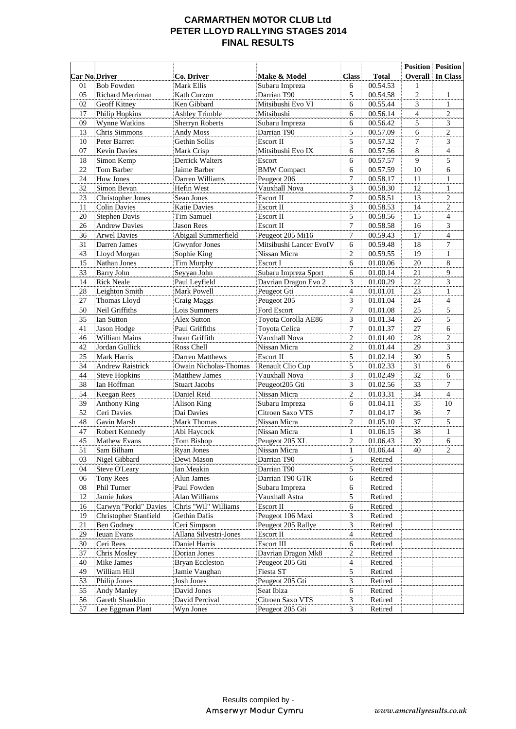# CARMARTHEN MOTOR CLUB Ltd
## PETER LLOYD RALLYING STAGES 2014
## FINAL RESULTS

| Car No. | Driver | Co. Driver | Make & Model | Class | Total | Position Overall | Position In Class |
|---|---|---|---|---|---|---|---|
| 01 | Bob Fowden | Mark Ellis | Subaru Impreza | 6 | 00.54.53 | 1 | |
| 05 | Richard Merriman | Kath Curzon | Darrian T90 | 5 | 00.54.58 | 2 | 1 |
| 02 | Geoff Kitney | Ken Gibbard | Mitsibushi Evo VI | 6 | 00.55.44 | 3 | 1 |
| 17 | Philip Hopkins | Ashley Trimble | Mitsibushi | 6 | 00.56.14 | 4 | 2 |
| 09 | Wynne Watkins | Sherryn Roberts | Subaru Impreza | 6 | 00.56.42 | 5 | 3 |
| 13 | Chris Simmons | Andy Moss | Darrian T90 | 5 | 00.57.09 | 6 | 2 |
| 10 | Peter Barrett | Gethin Sollis | Escort II | 5 | 00.57.32 | 7 | 3 |
| 07 | Kevin Davies | Mark Crisp | Mitsibushi Evo IX | 6 | 00.57.56 | 8 | 4 |
| 18 | Simon Kemp | Derrick Walters | Escort | 6 | 00.57.57 | 9 | 5 |
| 22 | Tom Barber | Jaime Barber | BMW Compact | 6 | 00.57.59 | 10 | 6 |
| 24 | Huw Jones | Darren Williams | Peugeot 206 | 7 | 00.58.17 | 11 | 1 |
| 32 | Simon Bevan | Hefin West | Vauxhall Nova | 3 | 00.58.30 | 12 | 1 |
| 23 | Christopher Jones | Sean Jones | Escort II | 7 | 00.58.51 | 13 | 2 |
| 11 | Colin Davies | Katie Davies | Escort II | 3 | 00.58.53 | 14 | 2 |
| 20 | Stephen Davis | Tim Samuel | Escort II | 5 | 00.58.56 | 15 | 4 |
| 26 | Andrew Davies | Jason Rees | Escort II | 7 | 00.58.58 | 16 | 3 |
| 36 | Arwel Davies | Abigail Summerfield | Peugeot 205 Mi16 | 7 | 00.59.43 | 17 | 4 |
| 31 | Darren James | Gwynfor Jones | Mitsibushi Lancer EvoIV | 6 | 00.59.48 | 18 | 7 |
| 43 | Lloyd Morgan | Sophie King | Nissan Micra | 2 | 00.59.55 | 19 | 1 |
| 15 | Nathan Jones | Tim Murphy | Escort I | 6 | 01.00.06 | 20 | 8 |
| 33 | Barry John | Seyyan John | Subaru Impreza Sport | 6 | 01.00.14 | 21 | 9 |
| 14 | Rick Neale | Paul Leyfield | Davrian Dragon Evo 2 | 3 | 01.00.29 | 22 | 3 |
| 28 | Leighton Smith | Mark Powell | Peugeot Gti | 4 | 01.01.01 | 23 | 1 |
| 27 | Thomas Lloyd | Craig Maggs | Peugeot 205 | 3 | 01.01.04 | 24 | 4 |
| 50 | Neil Griffiths | Lois Summers | Ford Escort | 7 | 01.01.08 | 25 | 5 |
| 35 | Ian Sutton | Alex Sutton | Toyota Corolla AE86 | 3 | 01.01.34 | 26 | 5 |
| 41 | Jason Hodge | Paul Griffiths | Toyota Celica | 7 | 01.01.37 | 27 | 6 |
| 46 | William Mains | Iwan Griffith | Vauxhall Nova | 2 | 01.01.40 | 28 | 2 |
| 42 | Jordan Gullick | Ross Chell | Nissan Micra | 2 | 01.01.44 | 29 | 3 |
| 25 | Mark Harris | Darren Matthews | Escort II | 5 | 01.02.14 | 30 | 5 |
| 34 | Andrew Raistrick | Owain Nicholas-Thomas | Renault Clio Cup | 5 | 01.02.33 | 31 | 6 |
| 44 | Steve Hopkins | Matthew James | Vauxhall Nova | 3 | 01.02.49 | 32 | 6 |
| 38 | Ian Hoffman | Stuart Jacobs | Peugeot205 Gti | 3 | 01.02.56 | 33 | 7 |
| 54 | Keegan Rees | Daniel Reid | Nissan Micra | 2 | 01.03.31 | 34 | 4 |
| 39 | Anthony King | Alison King | Subaru Impreza | 6 | 01.04.11 | 35 | 10 |
| 52 | Ceri Davies | Dai Davies | Citroen Saxo VTS | 7 | 01.04.17 | 36 | 7 |
| 48 | Gavin Marsh | Mark Thomas | Nissan Micra | 2 | 01.05.10 | 37 | 5 |
| 47 | Robert Kennedy | Abi Haycock | Nissan Micra | 1 | 01.06.15 | 38 | 1 |
| 45 | Mathew Evans | Tom Bishop | Peugeot 205 XL | 2 | 01.06.43 | 39 | 6 |
| 51 | Sam Bilham | Ryan Jones | Nissan Micra | 1 | 01.06.44 | 40 | 2 |
| 03 | Nigel Gibbard | Dewi Mason | Darrian T90 | 5 | Retired | | |
| 04 | Steve O'Leary | Ian Meakin | Darrian T90 | 5 | Retired | | |
| 06 | Tony Rees | Alun James | Darrian T90 GTR | 6 | Retired | | |
| 08 | Phil Turner | Paul Fowden | Subaru Impreza | 6 | Retired | | |
| 12 | Jamie Jukes | Alan Williams | Vauxhall Astra | 5 | Retired | | |
| 16 | Carwyn "Porki" Davies | Chris "Wil" Williams | Escort II | 6 | Retired | | |
| 19 | Christopher Stanfield | Gethin Dafis | Peugeot 106 Maxi | 3 | Retired | | |
| 21 | Ben Godney | Ceri Simpson | Peugeot 205 Rallye | 3 | Retired | | |
| 29 | Ieuan Evans | Allana Silvestri-Jones | Escort II | 4 | Retired | | |
| 30 | Ceri Rees | Daniel Harris | Escort III | 6 | Retired | | |
| 37 | Chris Mosley | Dorian Jones | Davrian Dragon Mk8 | 2 | Retired | | |
| 40 | Mike James | Bryan Eccleston | Peugeot 205 Gti | 4 | Retired | | |
| 49 | William Hill | Jamie Vaughan | Fiesta ST | 5 | Retired | | |
| 53 | Philip Jones | Josh Jones | Peugeot 205 Gti | 3 | Retired | | |
| 55 | Andy Manley | David Jones | Seat Ibiza | 6 | Retired | | |
| 56 | Gareth Shanklin | David Percival | Citroen Saxo VTS | 3 | Retired | | |
| 57 | Lee Eggman Plant | Wyn Jones | Peugeot 205 Gti | 3 | Retired | | |

Results compiled by -
Amserwyr Modur Cymru

*www.amcrallyresults.co.uk*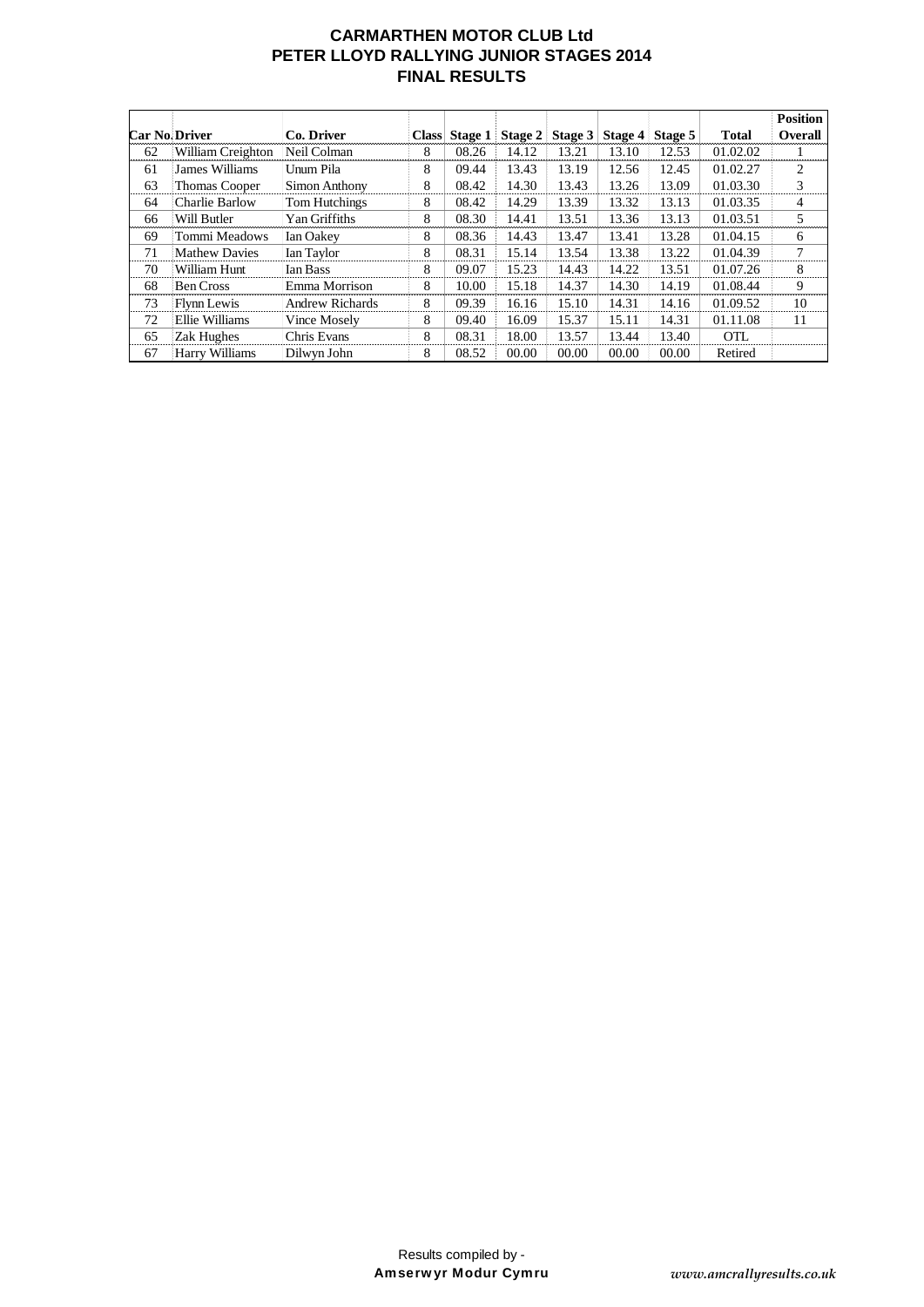# CARMARTHEN MOTOR CLUB Ltd
# PETER LLOYD RALLYING JUNIOR STAGES 2014
# FINAL RESULTS

| Car No. | Driver | Co. Driver | Class | Stage 1 | Stage 2 | Stage 3 | Stage 4 | Stage 5 | Total | Position Overall |
|---|---|---|---|---|---|---|---|---|---|---|
| 62 | William Creighton | Neil Colman | 8 | 08.26 | 14.12 | 13.21 | 13.10 | 12.53 | 01.02.02 | 1 |
| 61 | James Williams | Unum Pila | 8 | 09.44 | 13.43 | 13.19 | 12.56 | 12.45 | 01.02.27 | 2 |
| 63 | Thomas Cooper | Simon Anthony | 8 | 08.42 | 14.30 | 13.43 | 13.26 | 13.09 | 01.03.30 | 3 |
| 64 | Charlie Barlow | Tom Hutchings | 8 | 08.42 | 14.29 | 13.39 | 13.32 | 13.13 | 01.03.35 | 4 |
| 66 | Will Butler | Yan Griffiths | 8 | 08.30 | 14.41 | 13.51 | 13.36 | 13.13 | 01.03.51 | 5 |
| 69 | Tommi Meadows | Ian Oakey | 8 | 08.36 | 14.43 | 13.47 | 13.41 | 13.28 | 01.04.15 | 6 |
| 71 | Mathew Davies | Ian Taylor | 8 | 08.31 | 15.14 | 13.54 | 13.38 | 13.22 | 01.04.39 | 7 |
| 70 | William Hunt | Ian Bass | 8 | 09.07 | 15.23 | 14.43 | 14.22 | 13.51 | 01.07.26 | 8 |
| 68 | Ben Cross | Emma Morrison | 8 | 10.00 | 15.18 | 14.37 | 14.30 | 14.19 | 01.08.44 | 9 |
| 73 | Flynn Lewis | Andrew Richards | 8 | 09.39 | 16.16 | 15.10 | 14.31 | 14.16 | 01.09.52 | 10 |
| 72 | Ellie Williams | Vince Mosely | 8 | 09.40 | 16.09 | 15.37 | 15.11 | 14.31 | 01.11.08 | 11 |
| 65 | Zak Hughes | Chris Evans | 8 | 08.31 | 18.00 | 13.57 | 13.44 | 13.40 | OTL | |
| 67 | Harry Williams | Dilwyn John | 8 | 08.52 | 00.00 | 00.00 | 00.00 | 00.00 | Retired | |

Results compiled by -
**Amserwyr Modur Cymru**

*www.amcrallyresults.co.uk*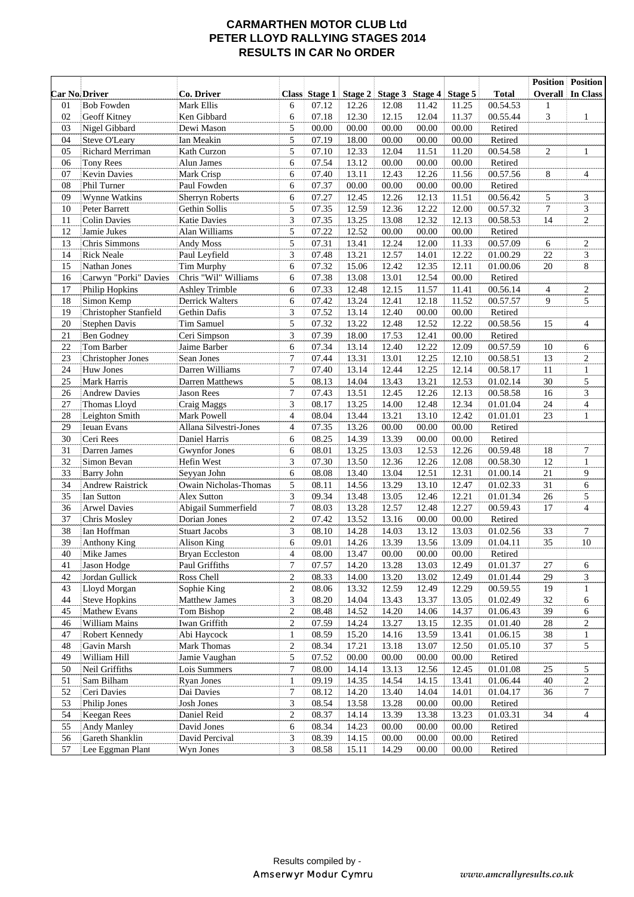# CARMARTHEN MOTOR CLUB Ltd
## PETER LLOYD RALLYING STAGES 2014
### RESULTS IN CAR No ORDER

| Car No. | Driver | Co. Driver | Class | Stage 1 | Stage 2 | Stage 3 | Stage 4 | Stage 5 | Total | Position Overall | Position In Class |
|---|---|---|---|---|---|---|---|---|---|---|---|
| 01 | Bob Fowden | Mark Ellis | 6 | 07.12 | 12.26 | 12.08 | 11.42 | 11.25 | 00.54.53 | 1 | |
| 02 | Geoff Kitney | Ken Gibbard | 6 | 07.18 | 12.30 | 12.15 | 12.04 | 11.37 | 00.55.44 | 3 | 1 |
| 03 | Nigel Gibbard | Dewi Mason | 5 | 00.00 | 00.00 | 00.00 | 00.00 | 00.00 | Retired | | |
| 04 | Steve O'Leary | Ian Meakin | 5 | 07.19 | 18.00 | 00.00 | 00.00 | 00.00 | Retired | | |
| 05 | Richard Merriman | Kath Curzon | 5 | 07.10 | 12.33 | 12.04 | 11.51 | 11.20 | 00.54.58 | 2 | 1 |
| 06 | Tony Rees | Alun James | 6 | 07.54 | 13.12 | 00.00 | 00.00 | 00.00 | Retired | | |
| 07 | Kevin Davies | Mark Crisp | 6 | 07.40 | 13.11 | 12.43 | 12.26 | 11.56 | 00.57.56 | 8 | 4 |
| 08 | Phil Turner | Paul Fowden | 6 | 07.37 | 00.00 | 00.00 | 00.00 | 00.00 | Retired | | |
| 09 | Wynne Watkins | Sherryn Roberts | 6 | 07.27 | 12.45 | 12.26 | 12.13 | 11.51 | 00.56.42 | 5 | 3 |
| 10 | Peter Barrett | Gethin Sollis | 5 | 07.35 | 12.59 | 12.36 | 12.22 | 12.00 | 00.57.32 | 7 | 3 |
| 11 | Colin Davies | Katie Davies | 3 | 07.35 | 13.25 | 13.08 | 12.32 | 12.13 | 00.58.53 | 14 | 2 |
| 12 | Jamie Jukes | Alan Williams | 5 | 07.22 | 12.52 | 00.00 | 00.00 | 00.00 | Retired | | |
| 13 | Chris Simmons | Andy Moss | 5 | 07.31 | 13.41 | 12.24 | 12.00 | 11.33 | 00.57.09 | 6 | 2 |
| 14 | Rick Neale | Paul Leyfield | 3 | 07.48 | 13.21 | 12.57 | 14.01 | 12.22 | 01.00.29 | 22 | 3 |
| 15 | Nathan Jones | Tim Murphy | 6 | 07.32 | 15.06 | 12.42 | 12.35 | 12.11 | 01.00.06 | 20 | 8 |
| 16 | Carwyn "Porki" Davies | Chris "Wil" Williams | 6 | 07.38 | 13.08 | 13.01 | 12.54 | 00.00 | Retired | | |
| 17 | Philip Hopkins | Ashley Trimble | 6 | 07.33 | 12.48 | 12.15 | 11.57 | 11.41 | 00.56.14 | 4 | 2 |
| 18 | Simon Kemp | Derrick Walters | 6 | 07.42 | 13.24 | 12.41 | 12.18 | 11.52 | 00.57.57 | 9 | 5 |
| 19 | Christopher Stanfield | Gethin Dafis | 3 | 07.52 | 13.14 | 12.40 | 00.00 | 00.00 | Retired | | |
| 20 | Stephen Davis | Tim Samuel | 5 | 07.32 | 13.22 | 12.48 | 12.52 | 12.22 | 00.58.56 | 15 | 4 |
| 21 | Ben Godney | Ceri Simpson | 3 | 07.39 | 18.00 | 17.53 | 12.41 | 00.00 | Retired | | |
| 22 | Tom Barber | Jaime Barber | 6 | 07.34 | 13.14 | 12.40 | 12.22 | 12.09 | 00.57.59 | 10 | 6 |
| 23 | Christopher Jones | Sean Jones | 7 | 07.44 | 13.31 | 13.01 | 12.25 | 12.10 | 00.58.51 | 13 | 2 |
| 24 | Huw Jones | Darren Williams | 7 | 07.40 | 13.14 | 12.44 | 12.25 | 12.14 | 00.58.17 | 11 | 1 |
| 25 | Mark Harris | Darren Matthews | 5 | 08.13 | 14.04 | 13.43 | 13.21 | 12.53 | 01.02.14 | 30 | 5 |
| 26 | Andrew Davies | Jason Rees | 7 | 07.43 | 13.51 | 12.45 | 12.26 | 12.13 | 00.58.58 | 16 | 3 |
| 27 | Thomas Lloyd | Craig Maggs | 3 | 08.17 | 13.25 | 14.00 | 12.48 | 12.34 | 01.01.04 | 24 | 4 |
| 28 | Leighton Smith | Mark Powell | 4 | 08.04 | 13.44 | 13.21 | 13.10 | 12.42 | 01.01.01 | 23 | 1 |
| 29 | Ieuan Evans | Allana Silvestri-Jones | 4 | 07.35 | 13.26 | 00.00 | 00.00 | 00.00 | Retired | | |
| 30 | Ceri Rees | Daniel Harris | 6 | 08.25 | 14.39 | 13.39 | 00.00 | 00.00 | Retired | | |
| 31 | Darren James | Gwynfor Jones | 6 | 08.01 | 13.25 | 13.03 | 12.53 | 12.26 | 00.59.48 | 18 | 7 |
| 32 | Simon Bevan | Hefin West | 3 | 07.30 | 13.50 | 12.36 | 12.26 | 12.08 | 00.58.30 | 12 | 1 |
| 33 | Barry John | Seyyan John | 6 | 08.08 | 13.40 | 13.04 | 12.51 | 12.31 | 01.00.14 | 21 | 9 |
| 34 | Andrew Raistrick | Owain Nicholas-Thomas | 5 | 08.11 | 14.56 | 13.29 | 13.10 | 12.47 | 01.02.33 | 31 | 6 |
| 35 | Ian Sutton | Alex Sutton | 3 | 09.34 | 13.48 | 13.05 | 12.46 | 12.21 | 01.01.34 | 26 | 5 |
| 36 | Arwel Davies | Abigail Summerfield | 7 | 08.03 | 13.28 | 12.57 | 12.48 | 12.27 | 00.59.43 | 17 | 4 |
| 37 | Chris Mosley | Dorian Jones | 2 | 07.42 | 13.52 | 13.16 | 00.00 | 00.00 | Retired | | |
| 38 | Ian Hoffman | Stuart Jacobs | 3 | 08.10 | 14.28 | 14.03 | 13.12 | 13.03 | 01.02.56 | 33 | 7 |
| 39 | Anthony King | Alison King | 6 | 09.01 | 14.26 | 13.39 | 13.56 | 13.09 | 01.04.11 | 35 | 10 |
| 40 | Mike James | Bryan Eccleston | 4 | 08.00 | 13.47 | 00.00 | 00.00 | 00.00 | Retired | | |
| 41 | Jason Hodge | Paul Griffiths | 7 | 07.57 | 14.20 | 13.28 | 13.03 | 12.49 | 01.01.37 | 27 | 6 |
| 42 | Jordan Gullick | Ross Chell | 2 | 08.33 | 14.00 | 13.20 | 13.02 | 12.49 | 01.01.44 | 29 | 3 |
| 43 | Lloyd Morgan | Sophie King | 2 | 08.06 | 13.32 | 12.59 | 12.49 | 12.29 | 00.59.55 | 19 | 1 |
| 44 | Steve Hopkins | Matthew James | 3 | 08.20 | 14.04 | 13.43 | 13.37 | 13.05 | 01.02.49 | 32 | 6 |
| 45 | Mathew Evans | Tom Bishop | 2 | 08.48 | 14.52 | 14.20 | 14.06 | 14.37 | 01.06.43 | 39 | 6 |
| 46 | William Mains | Iwan Griffith | 2 | 07.59 | 14.24 | 13.27 | 13.15 | 12.35 | 01.01.40 | 28 | 2 |
| 47 | Robert Kennedy | Abi Haycock | 1 | 08.59 | 15.20 | 14.16 | 13.59 | 13.41 | 01.06.15 | 38 | 1 |
| 48 | Gavin Marsh | Mark Thomas | 2 | 08.34 | 17.21 | 13.18 | 13.07 | 12.50 | 01.05.10 | 37 | 5 |
| 49 | William Hill | Jamie Vaughan | 5 | 07.52 | 00.00 | 00.00 | 00.00 | 00.00 | Retired | | |
| 50 | Neil Griffiths | Lois Summers | 7 | 08.00 | 14.14 | 13.13 | 12.56 | 12.45 | 01.01.08 | 25 | 5 |
| 51 | Sam Bilham | Ryan Jones | 1 | 09.19 | 14.35 | 14.54 | 14.15 | 13.41 | 01.06.44 | 40 | 2 |
| 52 | Ceri Davies | Dai Davies | 7 | 08.12 | 14.20 | 13.40 | 14.04 | 14.01 | 01.04.17 | 36 | 7 |
| 53 | Philip Jones | Josh Jones | 3 | 08.54 | 13.58 | 13.28 | 00.00 | 00.00 | Retired | | |
| 54 | Keegan Rees | Daniel Reid | 2 | 08.37 | 14.14 | 13.39 | 13.38 | 13.23 | 01.03.31 | 34 | 4 |
| 55 | Andy Manley | David Jones | 6 | 08.34 | 14.23 | 00.00 | 00.00 | 00.00 | Retired | | |
| 56 | Gareth Shanklin | David Percival | 3 | 08.39 | 14.15 | 00.00 | 00.00 | 00.00 | Retired | | |
| 57 | Lee Eggman Plant | Wyn Jones | 3 | 08.58 | 15.11 | 14.29 | 00.00 | 00.00 | Retired | | |

Results compiled by -
Amserwyr Modur Cymru

*www.amcrallyresults.co.uk*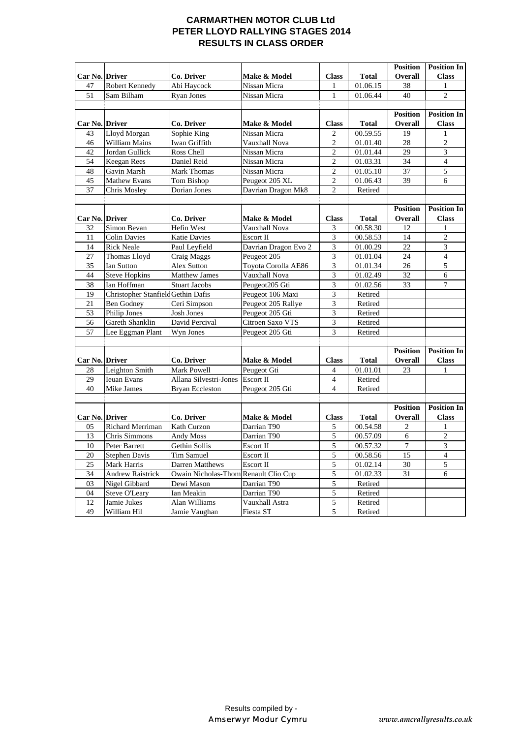# CARMARTHEN MOTOR CLUB Ltd
## PETER LLOYD RALLYING STAGES 2014
## RESULTS IN CLASS ORDER

| Car No. | Driver | Co. Driver | Make & Model | Class | Total | Position Overall | Position In Class |
|---|---|---|---|---|---|---|---|
| 47 | Robert Kennedy | Abi Haycock | Nissan Micra | 1 | 01.06.15 | 38 | 1 |
| 51 | Sam Bilham | Ryan Jones | Nissan Micra | 1 | 01.06.44 | 40 | 2 |

| Car No. | Driver | Co. Driver | Make & Model | Class | Total | Position Overall | Position In Class |
|---|---|---|---|---|---|---|---|
| 43 | Lloyd Morgan | Sophie King | Nissan Micra | 2 | 00.59.55 | 19 | 1 |
| 46 | William Mains | Iwan Griffith | Vauxhall Nova | 2 | 01.01.40 | 28 | 2 |
| 42 | Jordan Gullick | Ross Chell | Nissan Micra | 2 | 01.01.44 | 29 | 3 |
| 54 | Keegan Rees | Daniel Reid | Nissan Micra | 2 | 01.03.31 | 34 | 4 |
| 48 | Gavin Marsh | Mark Thomas | Nissan Micra | 2 | 01.05.10 | 37 | 5 |
| 45 | Mathew Evans | Tom Bishop | Peugeot 205 XL | 2 | 01.06.43 | 39 | 6 |
| 37 | Chris Mosley | Dorian Jones | Davrian Dragon Mk8 | 2 | Retired | | |

| Car No. | Driver | Co. Driver | Make & Model | Class | Total | Position Overall | Position In Class |
|---|---|---|---|---|---|---|---|
| 32 | Simon Bevan | Hefin West | Vauxhall Nova | 3 | 00.58.30 | 12 | 1 |
| 11 | Colin Davies | Katie Davies | Escort II | 3 | 00.58.53 | 14 | 2 |
| 14 | Rick Neale | Paul Leyfield | Davrian Dragon Evo 2 | 3 | 01.00.29 | 22 | 3 |
| 27 | Thomas Lloyd | Craig Maggs | Peugeot 205 | 3 | 01.01.04 | 24 | 4 |
| 35 | Ian Sutton | Alex Sutton | Toyota Corolla AE86 | 3 | 01.01.34 | 26 | 5 |
| 44 | Steve Hopkins | Matthew James | Vauxhall Nova | 3 | 01.02.49 | 32 | 6 |
| 38 | Ian Hoffman | Stuart Jacobs | Peugeot205 Gti | 3 | 01.02.56 | 33 | 7 |
| 19 | Christopher Stanfield | Gethin Dafis | Peugeot 106 Maxi | 3 | Retired | | |
| 21 | Ben Godney | Ceri Simpson | Peugeot 205 Rallye | 3 | Retired | | |
| 53 | Philip Jones | Josh Jones | Peugeot 205 Gti | 3 | Retired | | |
| 56 | Gareth Shanklin | David Percival | Citroen Saxo VTS | 3 | Retired | | |
| 57 | Lee Eggman Plant | Wyn Jones | Peugeot 205 Gti | 3 | Retired | | |

| Car No. | Driver | Co. Driver | Make & Model | Class | Total | Position Overall | Position In Class |
|---|---|---|---|---|---|---|---|
| 28 | Leighton Smith | Mark Powell | Peugeot Gti | 4 | 01.01.01 | 23 | 1 |
| 29 | Ieuan Evans | Allana Silvestri-Jones | Escort II | 4 | Retired | | |
| 40 | Mike James | Bryan Eccleston | Peugeot 205 Gti | 4 | Retired | | |

| Car No. | Driver | Co. Driver | Make & Model | Class | Total | Position Overall | Position In Class |
|---|---|---|---|---|---|---|---|
| 05 | Richard Merriman | Kath Curzon | Darrian T90 | 5 | 00.54.58 | 2 | 1 |
| 13 | Chris Simmons | Andy Moss | Darrian T90 | 5 | 00.57.09 | 6 | 2 |
| 10 | Peter Barrett | Gethin Sollis | Escort II | 5 | 00.57.32 | 7 | 3 |
| 20 | Stephen Davis | Tim Samuel | Escort II | 5 | 00.58.56 | 15 | 4 |
| 25 | Mark Harris | Darren Matthews | Escort II | 5 | 01.02.14 | 30 | 5 |
| 34 | Andrew Raistrick | Owain Nicholas-Thom | Renault Clio Cup | 5 | 01.02.33 | 31 | 6 |
| 03 | Nigel Gibbard | Dewi Mason | Darrian T90 | 5 | Retired | | |
| 04 | Steve O'Leary | Ian Meakin | Darrian T90 | 5 | Retired | | |
| 12 | Jamie Jukes | Alan Williams | Vauxhall Astra | 5 | Retired | | |
| 49 | William Hil | Jamie Vaughan | Fiesta ST | 5 | Retired | | |

Results compiled by -
Amserwyr Modur Cymru

*www.amcrallyresults.co.uk*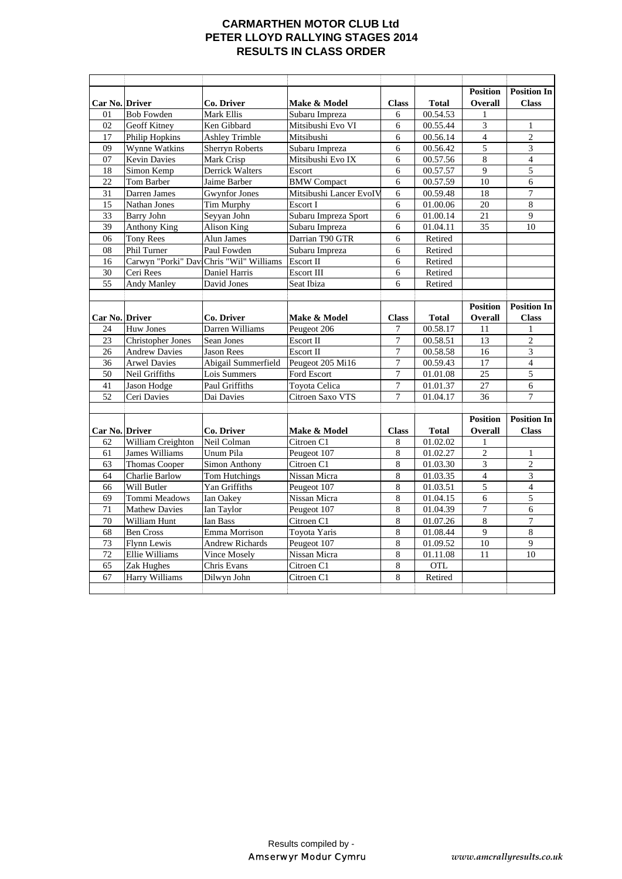# CARMARTHEN MOTOR CLUB Ltd
## PETER LLOYD RALLYING STAGES 2014
## RESULTS IN CLASS ORDER

| Car No. | Driver | Co. Driver | Make & Model | Class | Total | Position Overall | Position In Class |
|---|---|---|---|---|---|---|---|
| 01 | Bob Fowden | Mark Ellis | Subaru Impreza | 6 | 00.54.53 | 1 | |
| 02 | Geoff Kitney | Ken Gibbard | Mitsibushi Evo VI | 6 | 00.55.44 | 3 | 1 |
| 17 | Philip Hopkins | Ashley Trimble | Mitsibushi | 6 | 00.56.14 | 4 | 2 |
| 09 | Wynne Watkins | Sherryn Roberts | Subaru Impreza | 6 | 00.56.42 | 5 | 3 |
| 07 | Kevin Davies | Mark Crisp | Mitsibushi Evo IX | 6 | 00.57.56 | 8 | 4 |
| 18 | Simon Kemp | Derrick Walters | Escort | 6 | 00.57.57 | 9 | 5 |
| 22 | Tom Barber | Jaime Barber | BMW Compact | 6 | 00.57.59 | 10 | 6 |
| 31 | Darren James | Gwynfor Jones | Mitsibushi Lancer EvoIV | 6 | 00.59.48 | 18 | 7 |
| 15 | Nathan Jones | Tim Murphy | Escort I | 6 | 01.00.06 | 20 | 8 |
| 33 | Barry John | Seyyan John | Subaru Impreza Sport | 6 | 01.00.14 | 21 | 9 |
| 39 | Anthony King | Alison King | Subaru Impreza | 6 | 01.04.11 | 35 | 10 |
| 06 | Tony Rees | Alun James | Darrian T90 GTR | 6 | Retired | | |
| 08 | Phil Turner | Paul Fowden | Subaru Impreza | 6 | Retired | | |
| 16 | Carwyn "Porki" Davi | Chris "Wil" Williams | Escort II | 6 | Retired | | |
| 30 | Ceri Rees | Daniel Harris | Escort III | 6 | Retired | | |
| 55 | Andy Manley | David Jones | Seat Ibiza | 6 | Retired | | |

| Car No. | Driver | Co. Driver | Make & Model | Class | Total | Position Overall | Position In Class |
|---|---|---|---|---|---|---|---|
| 24 | Huw Jones | Darren Williams | Peugeot 206 | 7 | 00.58.17 | 11 | 1 |
| 23 | Christopher Jones | Sean Jones | Escort II | 7 | 00.58.51 | 13 | 2 |
| 26 | Andrew Davies | Jason Rees | Escort II | 7 | 00.58.58 | 16 | 3 |
| 36 | Arwel Davies | Abigail Summerfield | Peugeot 205 Mi16 | 7 | 00.59.43 | 17 | 4 |
| 50 | Neil Griffiths | Lois Summers | Ford Escort | 7 | 01.01.08 | 25 | 5 |
| 41 | Jason Hodge | Paul Griffiths | Toyota Celica | 7 | 01.01.37 | 27 | 6 |
| 52 | Ceri Davies | Dai Davies | Citroen Saxo VTS | 7 | 01.04.17 | 36 | 7 |

| Car No. | Driver | Co. Driver | Make & Model | Class | Total | Position Overall | Position In Class |
|---|---|---|---|---|---|---|---|
| 62 | William Creighton | Neil Colman | Citroen C1 | 8 | 01.02.02 | 1 | |
| 61 | James Williams | Unum Pila | Peugeot 107 | 8 | 01.02.27 | 2 | 1 |
| 63 | Thomas Cooper | Simon Anthony | Citroen C1 | 8 | 01.03.30 | 3 | 2 |
| 64 | Charlie Barlow | Tom Hutchings | Nissan Micra | 8 | 01.03.35 | 4 | 3 |
| 66 | Will Butler | Yan Griffiths | Peugeot 107 | 8 | 01.03.51 | 5 | 4 |
| 69 | Tommi Meadows | Ian Oakey | Nissan Micra | 8 | 01.04.15 | 6 | 5 |
| 71 | Mathew Davies | Ian Taylor | Peugeot 107 | 8 | 01.04.39 | 7 | 6 |
| 70 | William Hunt | Ian Bass | Citroen C1 | 8 | 01.07.26 | 8 | 7 |
| 68 | Ben Cross | Emma Morrison | Toyota Yaris | 8 | 01.08.44 | 9 | 8 |
| 73 | Flynn Lewis | Andrew Richards | Peugeot 107 | 8 | 01.09.52 | 10 | 9 |
| 72 | Ellie Williams | Vince Mosely | Nissan Micra | 8 | 01.11.08 | 11 | 10 |
| 65 | Zak Hughes | Chris Evans | Citroen C1 | 8 | OTL | | |
| 67 | Harry Williams | Dilwyn John | Citroen C1 | 8 | Retired | | |

Results compiled by -
Amserwyr Modur Cymru

*www.amcrallyresults.co.uk*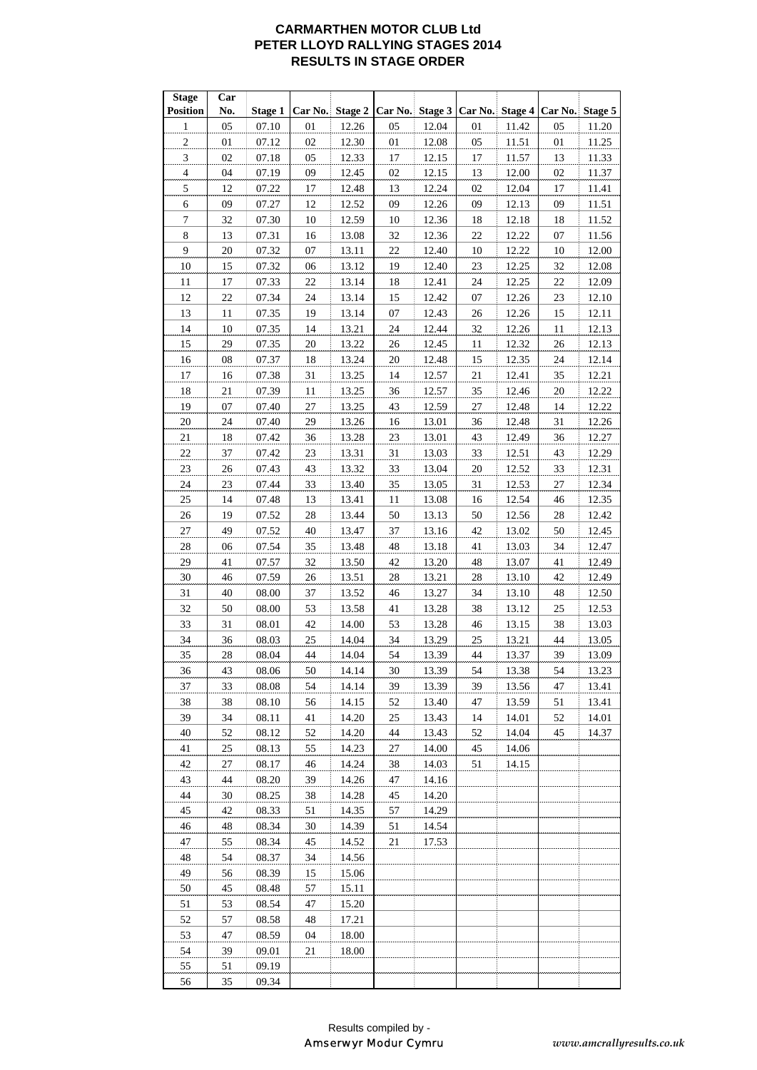# CARMARTHEN MOTOR CLUB Ltd
# PETER LLOYD RALLYING STAGES 2014
# RESULTS IN STAGE ORDER

| Stage Position | Car No. | Stage 1 | Car No. | Stage 2 | Car No. | Stage 3 | Car No. | Stage 4 | Car No. | Stage 5 |
|---|---|---|---|---|---|---|---|---|---|---|
| 1 | 05 | 07.10 | 01 | 12.26 | 05 | 12.04 | 01 | 11.42 | 05 | 11.20 |
| 2 | 01 | 07.12 | 02 | 12.30 | 01 | 12.08 | 05 | 11.51 | 01 | 11.25 |
| 3 | 02 | 07.18 | 05 | 12.33 | 17 | 12.15 | 17 | 11.57 | 13 | 11.33 |
| 4 | 04 | 07.19 | 09 | 12.45 | 02 | 12.15 | 13 | 12.00 | 02 | 11.37 |
| 5 | 12 | 07.22 | 17 | 12.48 | 13 | 12.24 | 02 | 12.04 | 17 | 11.41 |
| 6 | 09 | 07.27 | 12 | 12.52 | 09 | 12.26 | 09 | 12.13 | 09 | 11.51 |
| 7 | 32 | 07.30 | 10 | 12.59 | 10 | 12.36 | 18 | 12.18 | 18 | 11.52 |
| 8 | 13 | 07.31 | 16 | 13.08 | 32 | 12.36 | 22 | 12.22 | 07 | 11.56 |
| 9 | 20 | 07.32 | 07 | 13.11 | 22 | 12.40 | 10 | 12.22 | 10 | 12.00 |
| 10 | 15 | 07.32 | 06 | 13.12 | 19 | 12.40 | 23 | 12.25 | 32 | 12.08 |
| 11 | 17 | 07.33 | 22 | 13.14 | 18 | 12.41 | 24 | 12.25 | 22 | 12.09 |
| 12 | 22 | 07.34 | 24 | 13.14 | 15 | 12.42 | 07 | 12.26 | 23 | 12.10 |
| 13 | 11 | 07.35 | 19 | 13.14 | 07 | 12.43 | 26 | 12.26 | 15 | 12.11 |
| 14 | 10 | 07.35 | 14 | 13.21 | 24 | 12.44 | 32 | 12.26 | 11 | 12.13 |
| 15 | 29 | 07.35 | 20 | 13.22 | 26 | 12.45 | 11 | 12.32 | 26 | 12.13 |
| 16 | 08 | 07.37 | 18 | 13.24 | 20 | 12.48 | 15 | 12.35 | 24 | 12.14 |
| 17 | 16 | 07.38 | 31 | 13.25 | 14 | 12.57 | 21 | 12.41 | 35 | 12.21 |
| 18 | 21 | 07.39 | 11 | 13.25 | 36 | 12.57 | 35 | 12.46 | 20 | 12.22 |
| 19 | 07 | 07.40 | 27 | 13.25 | 43 | 12.59 | 27 | 12.48 | 14 | 12.22 |
| 20 | 24 | 07.40 | 29 | 13.26 | 16 | 13.01 | 36 | 12.48 | 31 | 12.26 |
| 21 | 18 | 07.42 | 36 | 13.28 | 23 | 13.01 | 43 | 12.49 | 36 | 12.27 |
| 22 | 37 | 07.42 | 23 | 13.31 | 31 | 13.03 | 33 | 12.51 | 43 | 12.29 |
| 23 | 26 | 07.43 | 43 | 13.32 | 33 | 13.04 | 20 | 12.52 | 33 | 12.31 |
| 24 | 23 | 07.44 | 33 | 13.40 | 35 | 13.05 | 31 | 12.53 | 27 | 12.34 |
| 25 | 14 | 07.48 | 13 | 13.41 | 11 | 13.08 | 16 | 12.54 | 46 | 12.35 |
| 26 | 19 | 07.52 | 28 | 13.44 | 50 | 13.13 | 50 | 12.56 | 28 | 12.42 |
| 27 | 49 | 07.52 | 40 | 13.47 | 37 | 13.16 | 42 | 13.02 | 50 | 12.45 |
| 28 | 06 | 07.54 | 35 | 13.48 | 48 | 13.18 | 41 | 13.03 | 34 | 12.47 |
| 29 | 41 | 07.57 | 32 | 13.50 | 42 | 13.20 | 48 | 13.07 | 41 | 12.49 |
| 30 | 46 | 07.59 | 26 | 13.51 | 28 | 13.21 | 28 | 13.10 | 42 | 12.49 |
| 31 | 40 | 08.00 | 37 | 13.52 | 46 | 13.27 | 34 | 13.10 | 48 | 12.50 |
| 32 | 50 | 08.00 | 53 | 13.58 | 41 | 13.28 | 38 | 13.12 | 25 | 12.53 |
| 33 | 31 | 08.01 | 42 | 14.00 | 53 | 13.28 | 46 | 13.15 | 38 | 13.03 |
| 34 | 36 | 08.03 | 25 | 14.04 | 34 | 13.29 | 25 | 13.21 | 44 | 13.05 |
| 35 | 28 | 08.04 | 44 | 14.04 | 54 | 13.39 | 44 | 13.37 | 39 | 13.09 |
| 36 | 43 | 08.06 | 50 | 14.14 | 30 | 13.39 | 54 | 13.38 | 54 | 13.23 |
| 37 | 33 | 08.08 | 54 | 14.14 | 39 | 13.39 | 39 | 13.56 | 47 | 13.41 |
| 38 | 38 | 08.10 | 56 | 14.15 | 52 | 13.40 | 47 | 13.59 | 51 | 13.41 |
| 39 | 34 | 08.11 | 41 | 14.20 | 25 | 13.43 | 14 | 14.01 | 52 | 14.01 |
| 40 | 52 | 08.12 | 52 | 14.20 | 44 | 13.43 | 52 | 14.04 | 45 | 14.37 |
| 41 | 25 | 08.13 | 55 | 14.23 | 27 | 14.00 | 45 | 14.06 | | |
| 42 | 27 | 08.17 | 46 | 14.24 | 38 | 14.03 | 51 | 14.15 | | |
| 43 | 44 | 08.20 | 39 | 14.26 | 47 | 14.16 | | | | |
| 44 | 30 | 08.25 | 38 | 14.28 | 45 | 14.20 | | | | |
| 45 | 42 | 08.33 | 51 | 14.35 | 57 | 14.29 | | | | |
| 46 | 48 | 08.34 | 30 | 14.39 | 51 | 14.54 | | | | |
| 47 | 55 | 08.34 | 45 | 14.52 | 21 | 17.53 | | | | |
| 48 | 54 | 08.37 | 34 | 14.56 | | | | | | |
| 49 | 56 | 08.39 | 15 | 15.06 | | | | | | |
| 50 | 45 | 08.48 | 57 | 15.11 | | | | | | |
| 51 | 53 | 08.54 | 47 | 15.20 | | | | | | |
| 52 | 57 | 08.58 | 48 | 17.21 | | | | | | |
| 53 | 47 | 08.59 | 04 | 18.00 | | | | | | |
| 54 | 39 | 09.01 | 21 | 18.00 | | | | | | |
| 55 | 51 | 09.19 | | | | | | | | |
| 56 | 35 | 09.34 | | | | | | | | |

Results compiled by -
Amserwyr Modur Cymru

*www.amcrallyresults.co.uk*